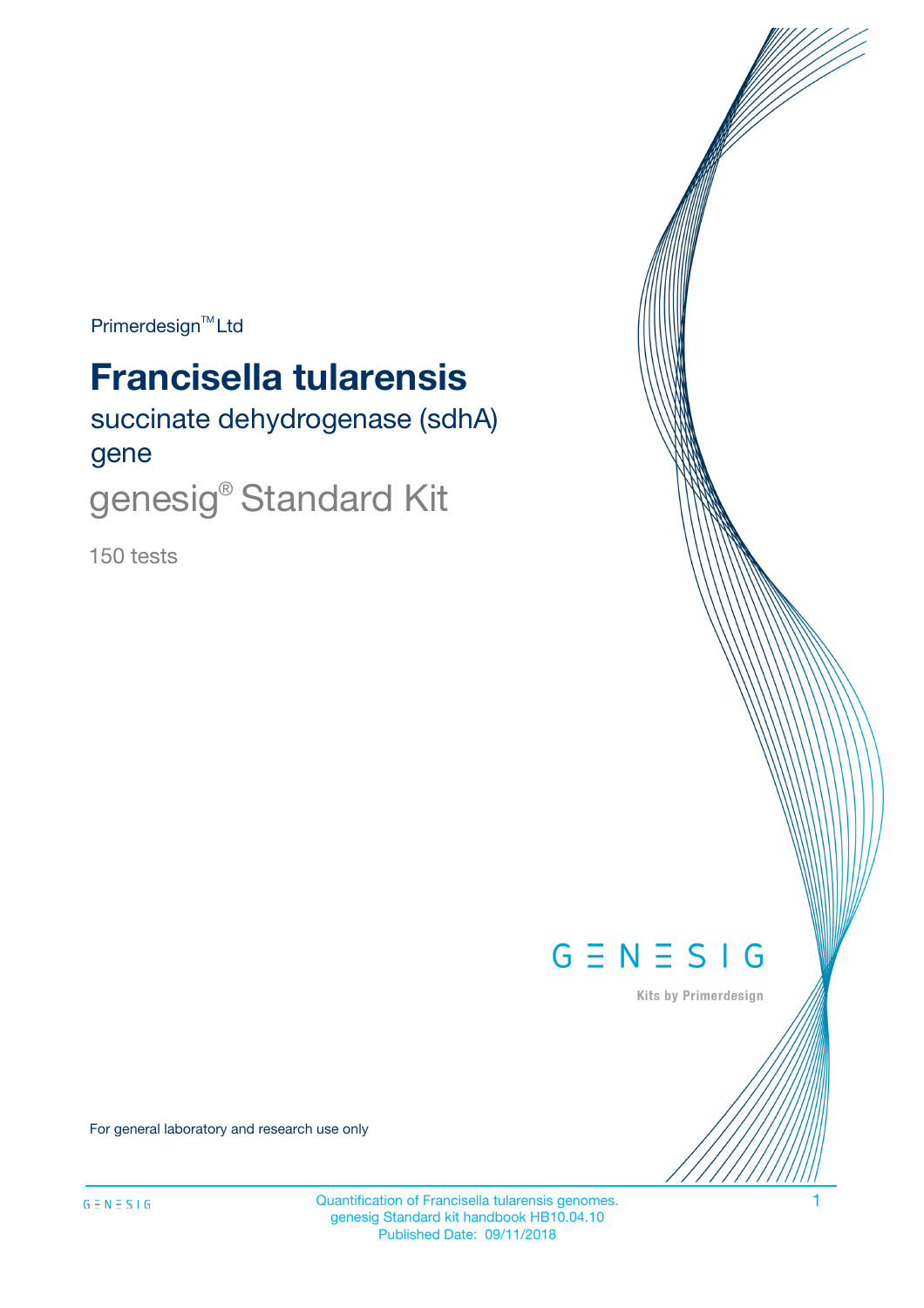Primerdesign™ Ltd

# Francisella tularensis

## succinate dehydrogenase (sdhA) gene

## genesig® Standard Kit

150 tests

GENESIG

Kits by Primerdesign

For general laboratory and research use only

Quantification of Francisella tularensis genomes.
genesig Standard kit handbook HB10.04.10
Published Date: 09/11/2018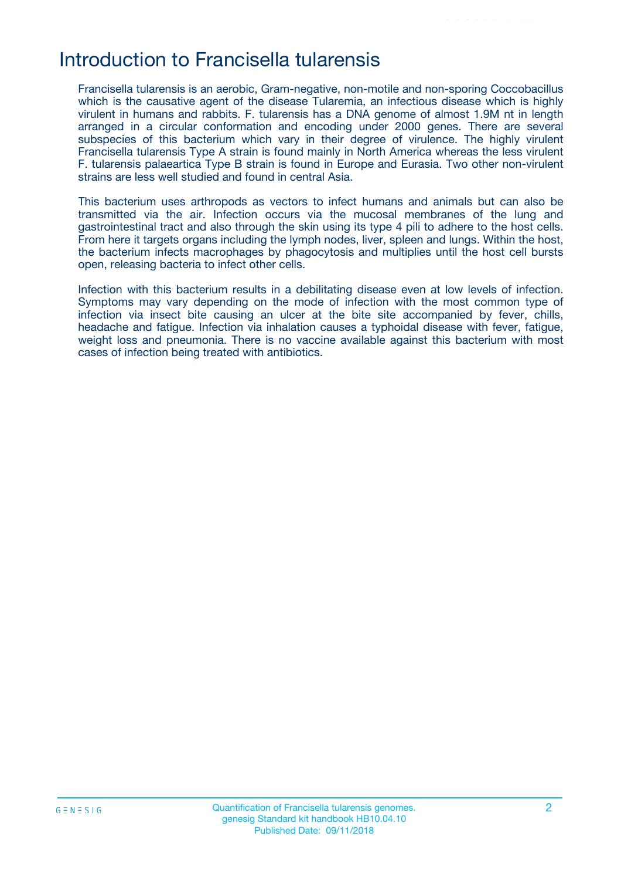# Introduction to Francisella tularensis

Francisella tularensis is an aerobic, Gram-negative, non-motile and non-sporing Coccobacillus which is the causative agent of the disease Tularemia, an infectious disease which is highly virulent in humans and rabbits. F. tularensis has a DNA genome of almost 1.9M nt in length arranged in a circular conformation and encoding under 2000 genes. There are several subspecies of this bacterium which vary in their degree of virulence. The highly virulent Francisella tularensis Type A strain is found mainly in North America whereas the less virulent F. tularensis palaeartica Type B strain is found in Europe and Eurasia. Two other non-virulent strains are less well studied and found in central Asia.

This bacterium uses arthropods as vectors to infect humans and animals but can also be transmitted via the air. Infection occurs via the mucosal membranes of the lung and gastrointestinal tract and also through the skin using its type 4 pili to adhere to the host cells. From here it targets organs including the lymph nodes, liver, spleen and lungs. Within the host, the bacterium infects macrophages by phagocytosis and multiplies until the host cell bursts open, releasing bacteria to infect other cells.

Infection with this bacterium results in a debilitating disease even at low levels of infection. Symptoms may vary depending on the mode of infection with the most common type of infection via insect bite causing an ulcer at the bite site accompanied by fever, chills, headache and fatigue. Infection via inhalation causes a typhoidal disease with fever, fatigue, weight loss and pneumonia. There is no vaccine available against this bacterium with most cases of infection being treated with antibiotics.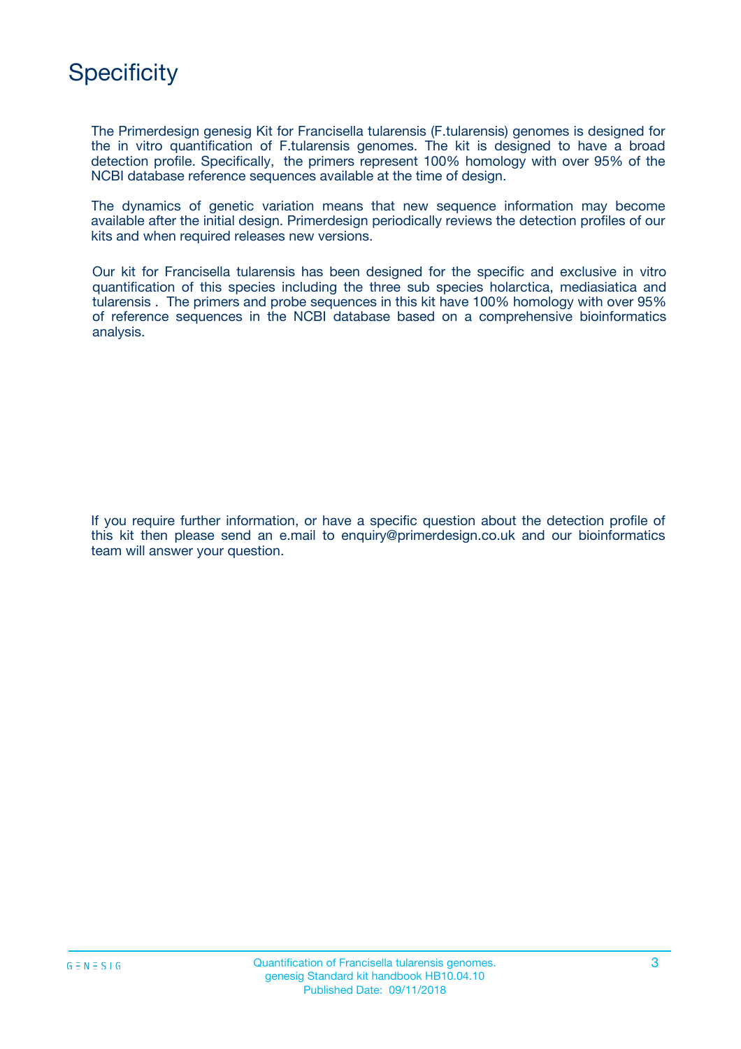# Specificity

The Primerdesign genesig Kit for Francisella tularensis (F.tularensis) genomes is designed for the in vitro quantification of F.tularensis genomes. The kit is designed to have a broad detection profile. Specifically, the primers represent 100% homology with over 95% of the NCBI database reference sequences available at the time of design.

The dynamics of genetic variation means that new sequence information may become available after the initial design. Primerdesign periodically reviews the detection profiles of our kits and when required releases new versions.

Our kit for Francisella tularensis has been designed for the specific and exclusive in vitro quantification of this species including the three sub species holarctica, mediasiatica and tularensis . The primers and probe sequences in this kit have 100% homology with over 95% of reference sequences in the NCBI database based on a comprehensive bioinformatics analysis.

If you require further information, or have a specific question about the detection profile of this kit then please send an e.mail to enquiry@primerdesign.co.uk and our bioinformatics team will answer your question.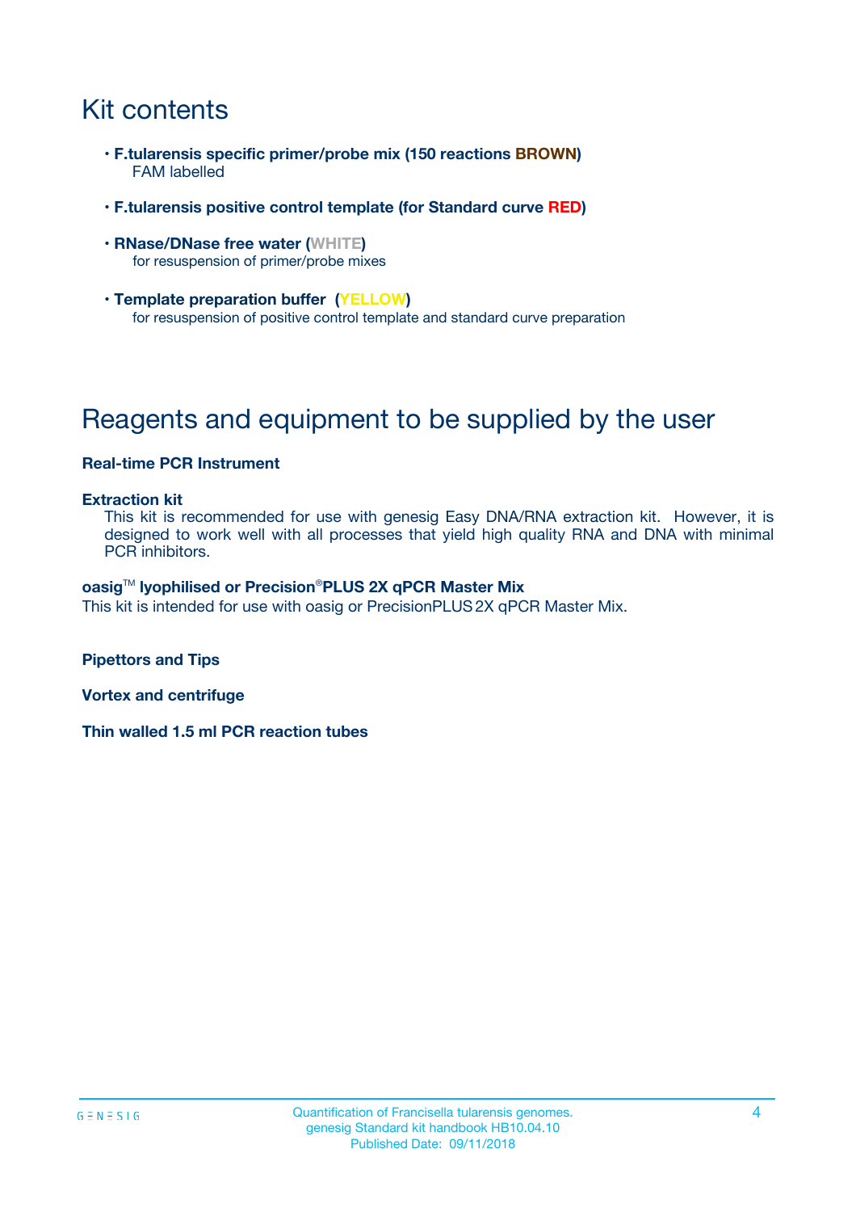# Kit contents

- **F.tularensis specific primer/probe mix (150 reactions BROWN)**
  FAM labelled
- **F.tularensis positive control template (for Standard curve RED)**
- **RNase/DNase free water (WHITE)**
  for resuspension of primer/probe mixes
- **Template preparation buffer (YELLOW)**
  for resuspension of positive control template and standard curve preparation

# Reagents and equipment to be supplied by the user

**Real-time PCR Instrument**

**Extraction kit**
This kit is recommended for use with genesig Easy DNA/RNA extraction kit. However, it is designed to work well with all processes that yield high quality RNA and DNA with minimal PCR inhibitors.

**oasig™ lyophilised or Precision®PLUS 2X qPCR Master Mix**
This kit is intended for use with oasig or PrecisionPLUS 2X qPCR Master Mix.

**Pipettors and Tips**

**Vortex and centrifuge**

**Thin walled 1.5 ml PCR reaction tubes**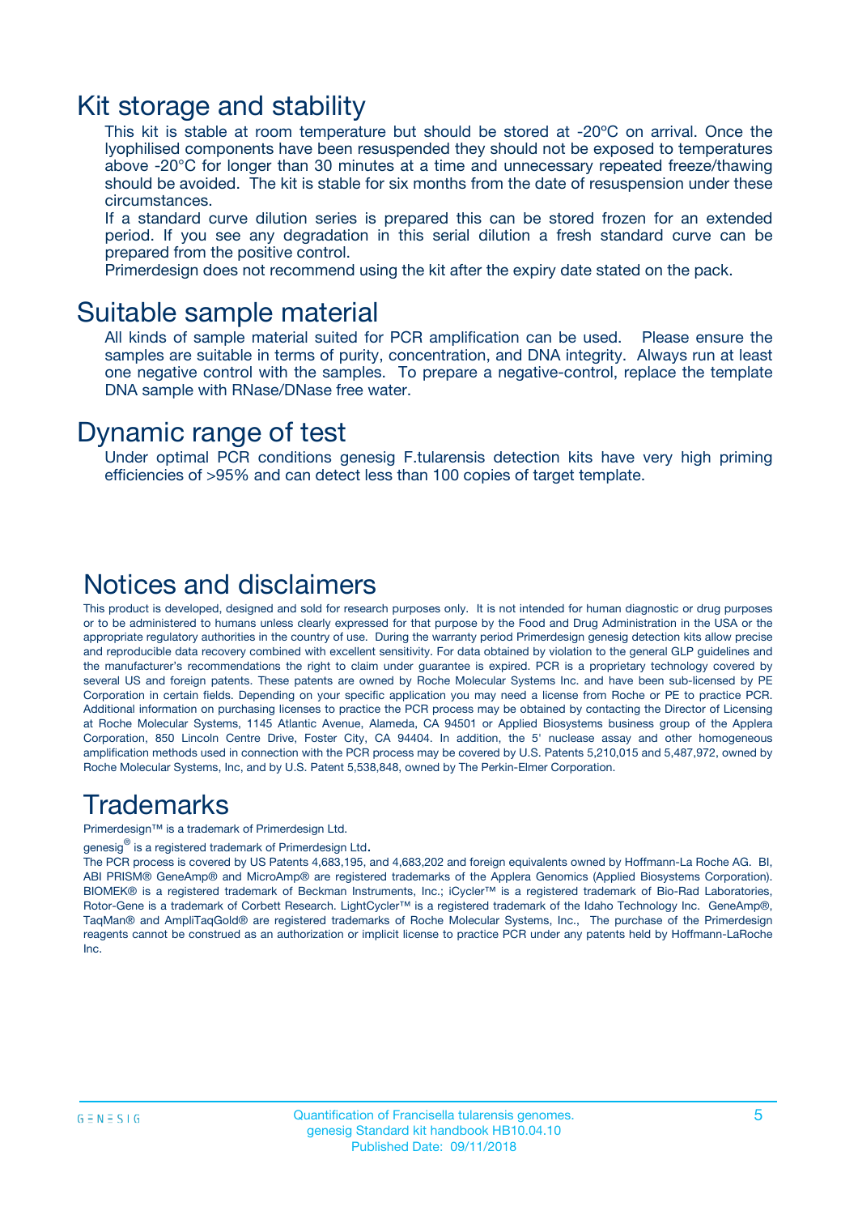# Kit storage and stability

This kit is stable at room temperature but should be stored at -20ºC on arrival. Once the lyophilised components have been resuspended they should not be exposed to temperatures above -20°C for longer than 30 minutes at a time and unnecessary repeated freeze/thawing should be avoided. The kit is stable for six months from the date of resuspension under these circumstances.

If a standard curve dilution series is prepared this can be stored frozen for an extended period. If you see any degradation in this serial dilution a fresh standard curve can be prepared from the positive control.

Primerdesign does not recommend using the kit after the expiry date stated on the pack.

# Suitable sample material

All kinds of sample material suited for PCR amplification can be used. Please ensure the samples are suitable in terms of purity, concentration, and DNA integrity. Always run at least one negative control with the samples. To prepare a negative-control, replace the template DNA sample with RNase/DNase free water.

# Dynamic range of test

Under optimal PCR conditions genesig F.tularensis detection kits have very high priming efficiencies of >95% and can detect less than 100 copies of target template.

# Notices and disclaimers

This product is developed, designed and sold for research purposes only. It is not intended for human diagnostic or drug purposes or to be administered to humans unless clearly expressed for that purpose by the Food and Drug Administration in the USA or the appropriate regulatory authorities in the country of use. During the warranty period Primerdesign genesig detection kits allow precise and reproducible data recovery combined with excellent sensitivity. For data obtained by violation to the general GLP guidelines and the manufacturer's recommendations the right to claim under guarantee is expired. PCR is a proprietary technology covered by several US and foreign patents. These patents are owned by Roche Molecular Systems Inc. and have been sub-licensed by PE Corporation in certain fields. Depending on your specific application you may need a license from Roche or PE to practice PCR. Additional information on purchasing licenses to practice the PCR process may be obtained by contacting the Director of Licensing at Roche Molecular Systems, 1145 Atlantic Avenue, Alameda, CA 94501 or Applied Biosystems business group of the Applera Corporation, 850 Lincoln Centre Drive, Foster City, CA 94404. In addition, the 5' nuclease assay and other homogeneous amplification methods used in connection with the PCR process may be covered by U.S. Patents 5,210,015 and 5,487,972, owned by Roche Molecular Systems, Inc, and by U.S. Patent 5,538,848, owned by The Perkin-Elmer Corporation.

# Trademarks

Primerdesign™ is a trademark of Primerdesign Ltd.

genesig® is a registered trademark of Primerdesign Ltd.

The PCR process is covered by US Patents 4,683,195, and 4,683,202 and foreign equivalents owned by Hoffmann-La Roche AG. BI, ABI PRISM® GeneAmp® and MicroAmp® are registered trademarks of the Applera Genomics (Applied Biosystems Corporation). BIOMEK® is a registered trademark of Beckman Instruments, Inc.; iCycler™ is a registered trademark of Bio-Rad Laboratories, Rotor-Gene is a trademark of Corbett Research. LightCycler™ is a registered trademark of the Idaho Technology Inc. GeneAmp®, TaqMan® and AmpliTaqGold® are registered trademarks of Roche Molecular Systems, Inc., The purchase of the Primerdesign reagents cannot be construed as an authorization or implicit license to practice PCR under any patents held by Hoffmann-LaRoche Inc.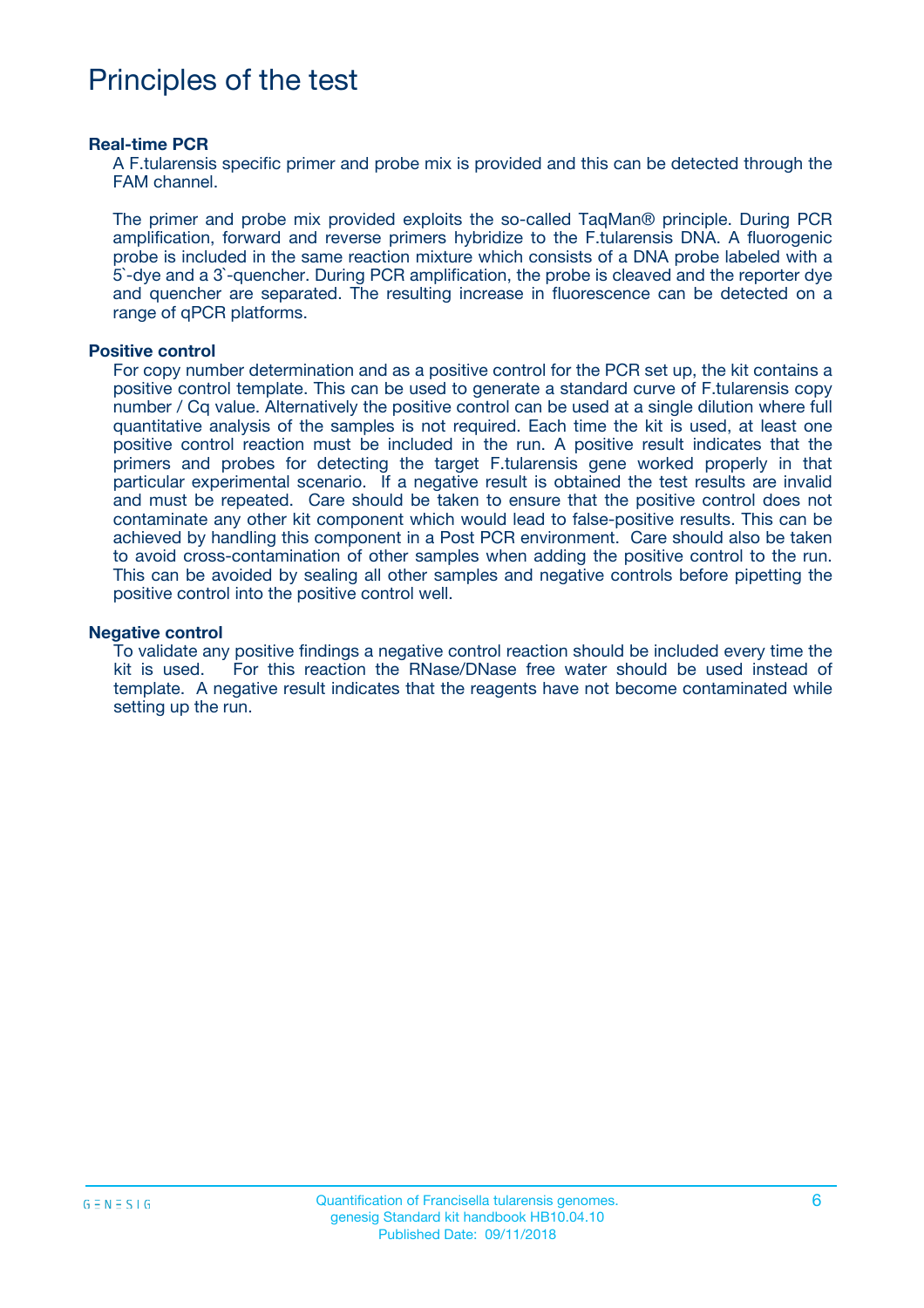# Principles of the test

### Real-time PCR

A F.tularensis specific primer and probe mix is provided and this can be detected through the FAM channel.

The primer and probe mix provided exploits the so-called TaqMan® principle. During PCR amplification, forward and reverse primers hybridize to the F.tularensis DNA. A fluorogenic probe is included in the same reaction mixture which consists of a DNA probe labeled with a 5`-dye and a 3`-quencher. During PCR amplification, the probe is cleaved and the reporter dye and quencher are separated. The resulting increase in fluorescence can be detected on a range of qPCR platforms.

### Positive control

For copy number determination and as a positive control for the PCR set up, the kit contains a positive control template. This can be used to generate a standard curve of F.tularensis copy number / Cq value. Alternatively the positive control can be used at a single dilution where full quantitative analysis of the samples is not required. Each time the kit is used, at least one positive control reaction must be included in the run. A positive result indicates that the primers and probes for detecting the target F.tularensis gene worked properly in that particular experimental scenario. If a negative result is obtained the test results are invalid and must be repeated. Care should be taken to ensure that the positive control does not contaminate any other kit component which would lead to false-positive results. This can be achieved by handling this component in a Post PCR environment. Care should also be taken to avoid cross-contamination of other samples when adding the positive control to the run. This can be avoided by sealing all other samples and negative controls before pipetting the positive control into the positive control well.

### Negative control

To validate any positive findings a negative control reaction should be included every time the kit is used. For this reaction the RNase/DNase free water should be used instead of template. A negative result indicates that the reagents have not become contaminated while setting up the run.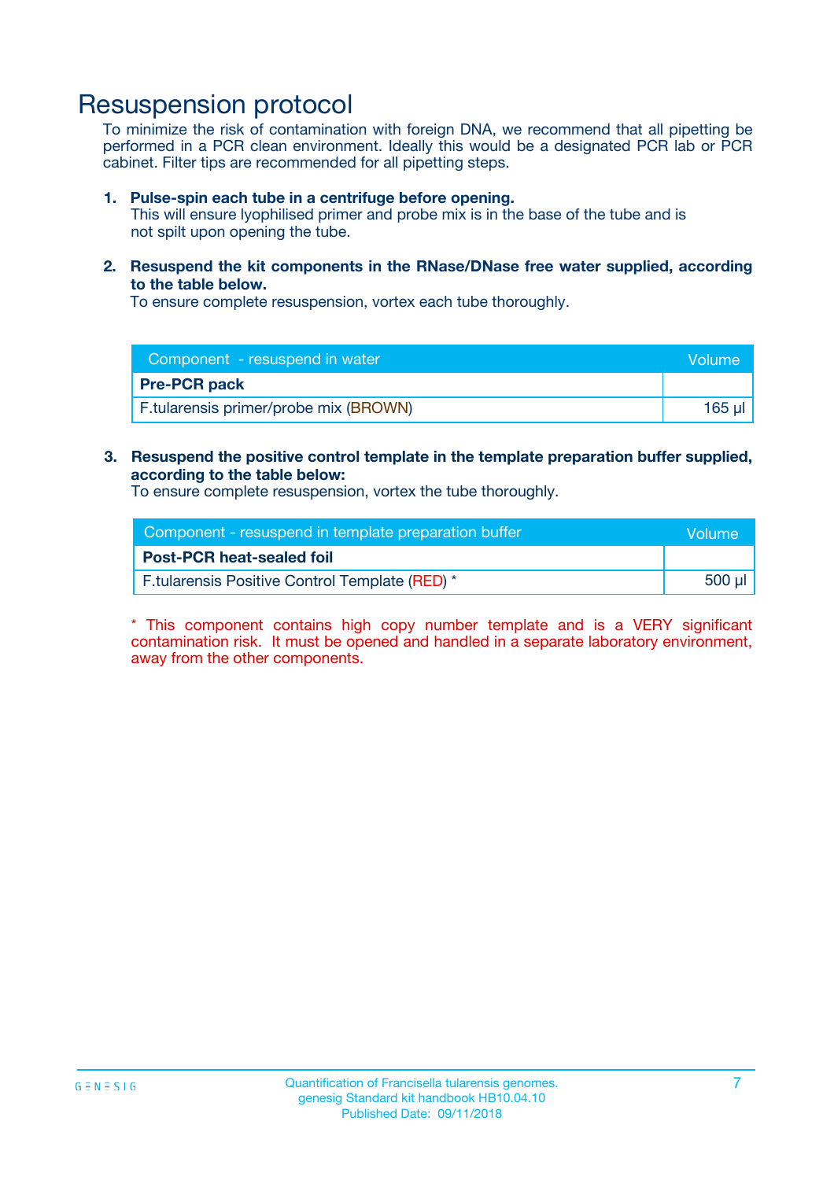# Resuspension protocol

To minimize the risk of contamination with foreign DNA, we recommend that all pipetting be performed in a PCR clean environment. Ideally this would be a designated PCR lab or PCR cabinet. Filter tips are recommended for all pipetting steps.

1. **Pulse-spin each tube in a centrifuge before opening.**
   This will ensure lyophilised primer and probe mix is in the base of the tube and is not spilt upon opening the tube.

2. **Resuspend the kit components in the RNase/DNase free water supplied, according to the table below.**
   To ensure complete resuspension, vortex each tube thoroughly.

| Component - resuspend in water | Volume |
|---|---|
| **Pre-PCR pack** | |
| F.tularensis primer/probe mix (BROWN) | 165 µl |

3. **Resuspend the positive control template in the template preparation buffer supplied, according to the table below:**
   To ensure complete resuspension, vortex the tube thoroughly.

| Component - resuspend in template preparation buffer | Volume |
|---|---|
| **Post-PCR heat-sealed foil** | |
| F.tularensis Positive Control Template (RED) * | 500 µl |

* This component contains high copy number template and is a VERY significant contamination risk. It must be opened and handled in a separate laboratory environment, away from the other components.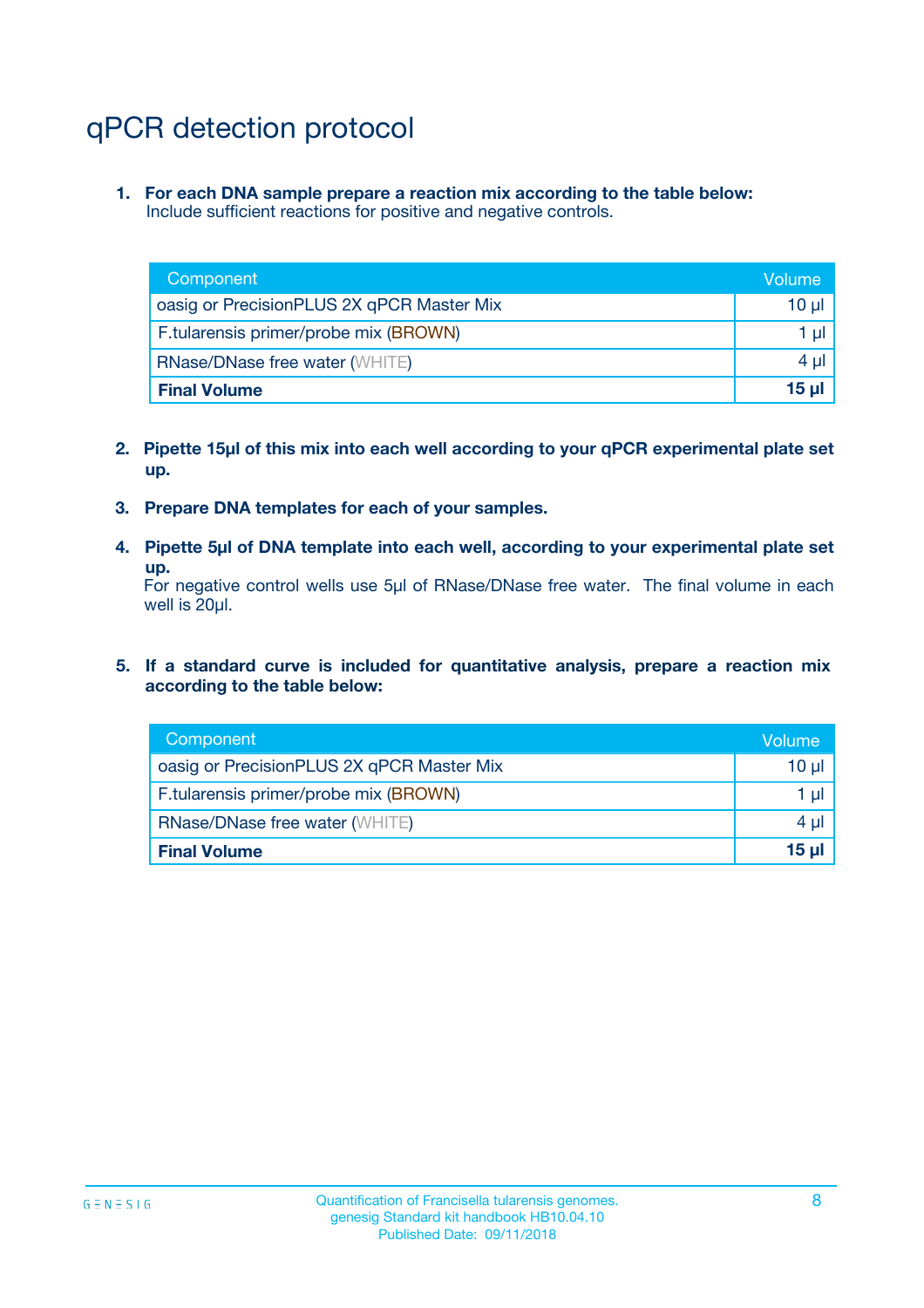# qPCR detection protocol

1. **For each DNA sample prepare a reaction mix according to the table below:**
   Include sufficient reactions for positive and negative controls.

| Component | Volume |
|---|---|
| oasig or PrecisionPLUS 2X qPCR Master Mix | 10 µl |
| F.tularensis primer/probe mix (BROWN) | 1 µl |
| RNase/DNase free water (WHITE) | 4 µl |
| **Final Volume** | **15 µl** |

2. **Pipette 15µl of this mix into each well according to your qPCR experimental plate set up.**

3. **Prepare DNA templates for each of your samples.**

4. **Pipette 5µl of DNA template into each well, according to your experimental plate set up.**
   For negative control wells use 5µl of RNase/DNase free water. The final volume in each well is 20µl.

5. **If a standard curve is included for quantitative analysis, prepare a reaction mix according to the table below:**

| Component | Volume |
|---|---|
| oasig or PrecisionPLUS 2X qPCR Master Mix | 10 µl |
| F.tularensis primer/probe mix (BROWN) | 1 µl |
| RNase/DNase free water (WHITE) | 4 µl |
| **Final Volume** | **15 µl** |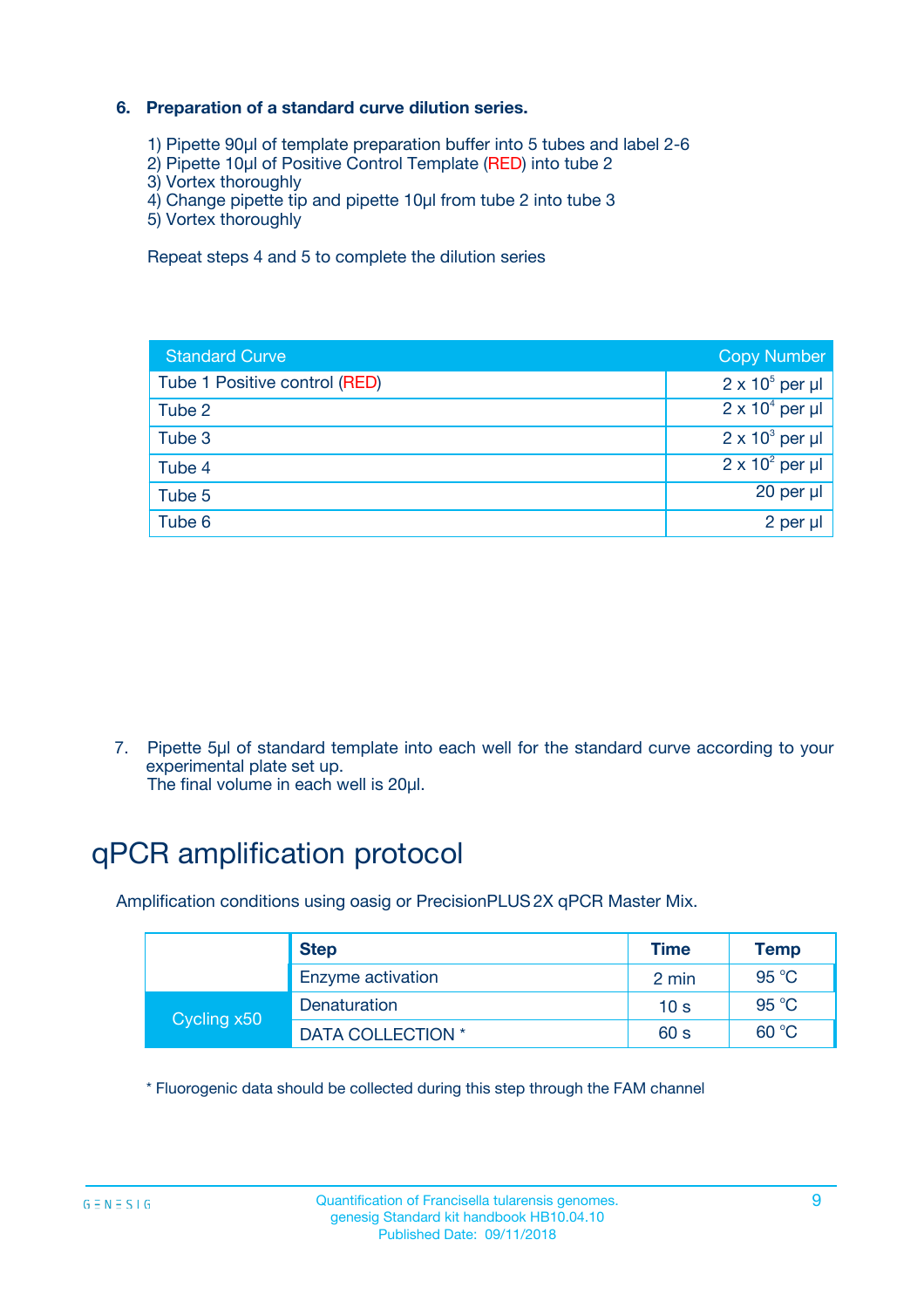6. **Preparation of a standard curve dilution series.**

   1) Pipette 90µl of template preparation buffer into 5 tubes and label 2-6
   2) Pipette 10µl of Positive Control Template (RED) into tube 2
   3) Vortex thoroughly
   4) Change pipette tip and pipette 10µl from tube 2 into tube 3
   5) Vortex thoroughly

   Repeat steps 4 and 5 to complete the dilution series

| Standard Curve | Copy Number |
|---|---|
| Tube 1 Positive control (RED) | $2 \times 10^5$ per µl |
| Tube 2 | $2 \times 10^4$ per µl |
| Tube 3 | $2 \times 10^3$ per µl |
| Tube 4 | $2 \times 10^2$ per µl |
| Tube 5 | 20 per µl |
| Tube 6 | 2 per µl |

7. Pipette 5µl of standard template into each well for the standard curve according to your experimental plate set up.
   The final volume in each well is 20µl.

# qPCR amplification protocol

Amplification conditions using oasig or PrecisionPLUS 2X qPCR Master Mix.

| | Step | Time | Temp |
|---|---|---|---|
| | Enzyme activation | 2 min | 95 °C |
| Cycling x50 | Denaturation | 10 s | 95 °C |
| | DATA COLLECTION * | 60 s | 60 °C |

* Fluorogenic data should be collected during this step through the FAM channel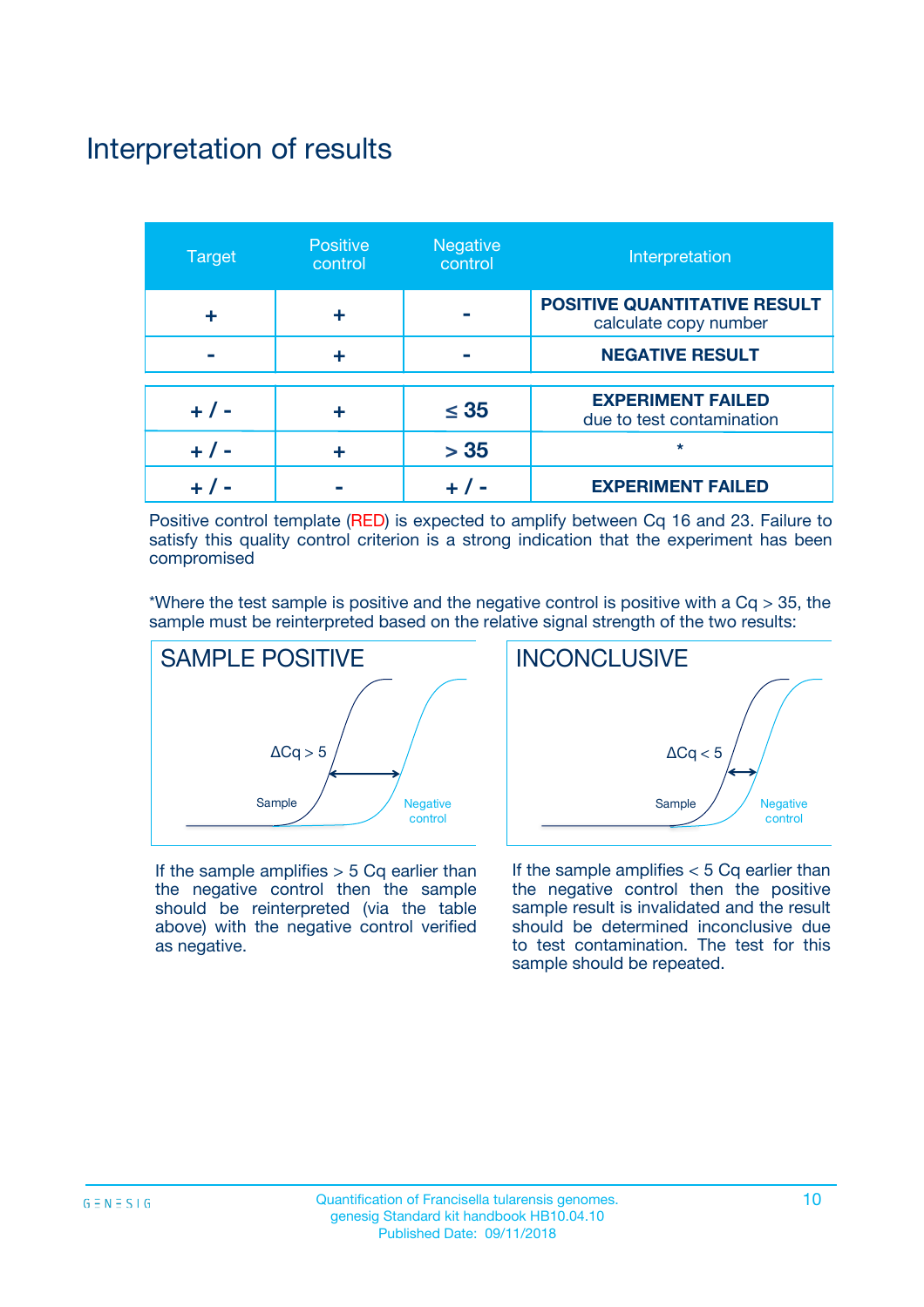# Interpretation of results

| Target | Positive control | Negative control | Interpretation |
|---|---|---|---|
| + | + | - | **POSITIVE QUANTITATIVE RESULT** calculate copy number |
| - | + | - | **NEGATIVE RESULT** |
| + / - | + | ≤ 35 | **EXPERIMENT FAILED** due to test contamination |
| + / - | + | > 35 | * |
| + / - | - | + / - | **EXPERIMENT FAILED** |

Positive control template (RED) is expected to amplify between Cq 16 and 23. Failure to satisfy this quality control criterion is a strong indication that the experiment has been compromised

*Where the test sample is positive and the negative control is positive with a Cq > 35, the sample must be reinterpreted based on the relative signal strength of the two results:

SAMPLE POSITIVE

ΔCq > 5

Sample

Negative control

If the sample amplifies > 5 Cq earlier than the negative control then the sample should be reinterpreted (via the table above) with the negative control verified as negative.

INCONCLUSIVE

ΔCq < 5

Sample

Negative control

If the sample amplifies < 5 Cq earlier than the negative control then the positive sample result is invalidated and the result should be determined inconclusive due to test contamination. The test for this sample should be repeated.